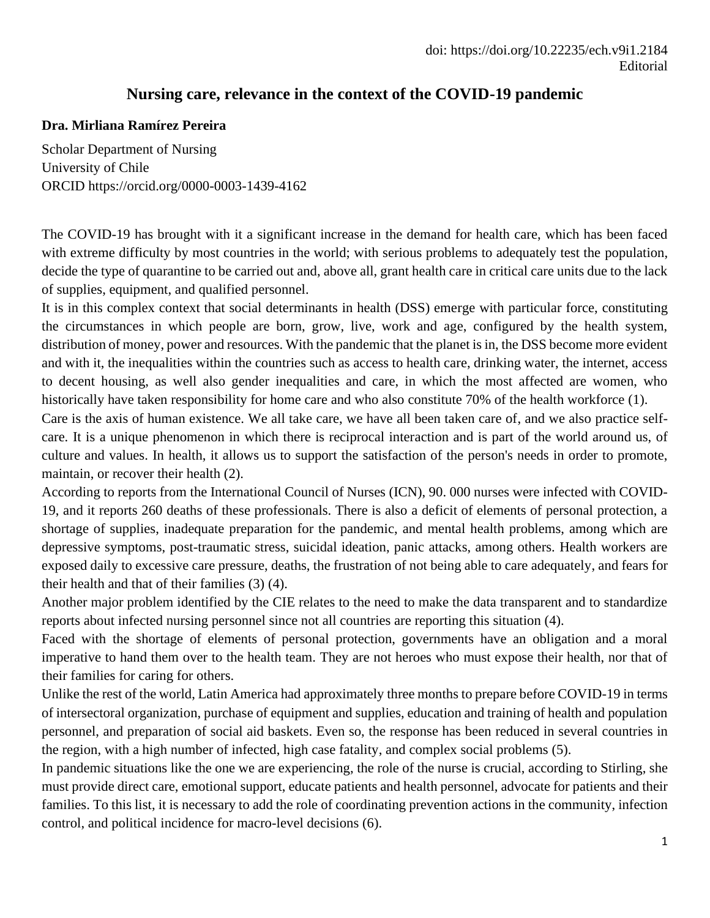doi: https://doi.org/10.22235/ech.v9i1.2184
Editorial

# Nursing care, relevance in the context of the COVID-19 pandemic

**Dra. Mirliana Ramírez Pereira**

Scholar Department of Nursing
University of Chile
ORCID https://orcid.org/0000-0003-1439-4162

The COVID-19 has brought with it a significant increase in the demand for health care, which has been faced with extreme difficulty by most countries in the world; with serious problems to adequately test the population, decide the type of quarantine to be carried out and, above all, grant health care in critical care units due to the lack of supplies, equipment, and qualified personnel.

It is in this complex context that social determinants in health (DSS) emerge with particular force, constituting the circumstances in which people are born, grow, live, work and age, configured by the health system, distribution of money, power and resources. With the pandemic that the planet is in, the DSS become more evident and with it, the inequalities within the countries such as access to health care, drinking water, the internet, access to decent housing, as well also gender inequalities and care, in which the most affected are women, who historically have taken responsibility for home care and who also constitute 70% of the health workforce (1).

Care is the axis of human existence. We all take care, we have all been taken care of, and we also practice self-care. It is a unique phenomenon in which there is reciprocal interaction and is part of the world around us, of culture and values. In health, it allows us to support the satisfaction of the person's needs in order to promote, maintain, or recover their health (2).

According to reports from the International Council of Nurses (ICN), 90. 000 nurses were infected with COVID-19, and it reports 260 deaths of these professionals. There is also a deficit of elements of personal protection, a shortage of supplies, inadequate preparation for the pandemic, and mental health problems, among which are depressive symptoms, post-traumatic stress, suicidal ideation, panic attacks, among others. Health workers are exposed daily to excessive care pressure, deaths, the frustration of not being able to care adequately, and fears for their health and that of their families (3) (4).

Another major problem identified by the CIE relates to the need to make the data transparent and to standardize reports about infected nursing personnel since not all countries are reporting this situation (4).

Faced with the shortage of elements of personal protection, governments have an obligation and a moral imperative to hand them over to the health team. They are not heroes who must expose their health, nor that of their families for caring for others.

Unlike the rest of the world, Latin America had approximately three months to prepare before COVID-19 in terms of intersectoral organization, purchase of equipment and supplies, education and training of health and population personnel, and preparation of social aid baskets. Even so, the response has been reduced in several countries in the region, with a high number of infected, high case fatality, and complex social problems (5).

In pandemic situations like the one we are experiencing, the role of the nurse is crucial, according to Stirling, she must provide direct care, emotional support, educate patients and health personnel, advocate for patients and their families. To this list, it is necessary to add the role of coordinating prevention actions in the community, infection control, and political incidence for macro-level decisions (6).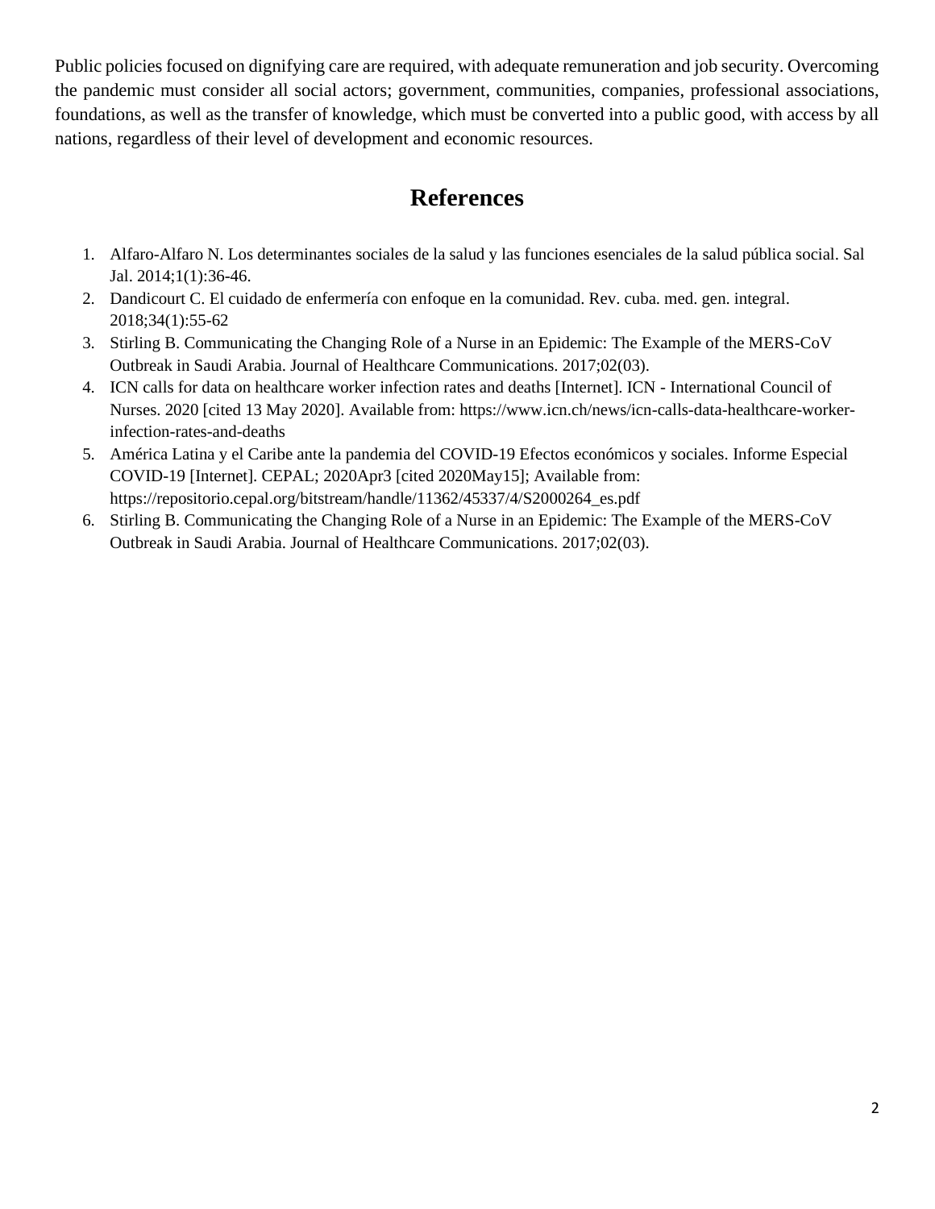Public policies focused on dignifying care are required, with adequate remuneration and job security. Overcoming the pandemic must consider all social actors; government, communities, companies, professional associations, foundations, as well as the transfer of knowledge, which must be converted into a public good, with access by all nations, regardless of their level of development and economic resources.

## References

1. Alfaro-Alfaro N. Los determinantes sociales de la salud y las funciones esenciales de la salud pública social. Sal Jal. 2014;1(1):36-46.
2. Dandicourt C. El cuidado de enfermería con enfoque en la comunidad. Rev. cuba. med. gen. integral. 2018;34(1):55-62
3. Stirling B. Communicating the Changing Role of a Nurse in an Epidemic: The Example of the MERS-CoV Outbreak in Saudi Arabia. Journal of Healthcare Communications. 2017;02(03).
4. ICN calls for data on healthcare worker infection rates and deaths [Internet]. ICN - International Council of Nurses. 2020 [cited 13 May 2020]. Available from: https://www.icn.ch/news/icn-calls-data-healthcare-worker-infection-rates-and-deaths
5. América Latina y el Caribe ante la pandemia del COVID-19 Efectos económicos y sociales. Informe Especial COVID-19 [Internet]. CEPAL; 2020Apr3 [cited 2020May15]; Available from: https://repositorio.cepal.org/bitstream/handle/11362/45337/4/S2000264_es.pdf
6. Stirling B. Communicating the Changing Role of a Nurse in an Epidemic: The Example of the MERS-CoV Outbreak in Saudi Arabia. Journal of Healthcare Communications. 2017;02(03).